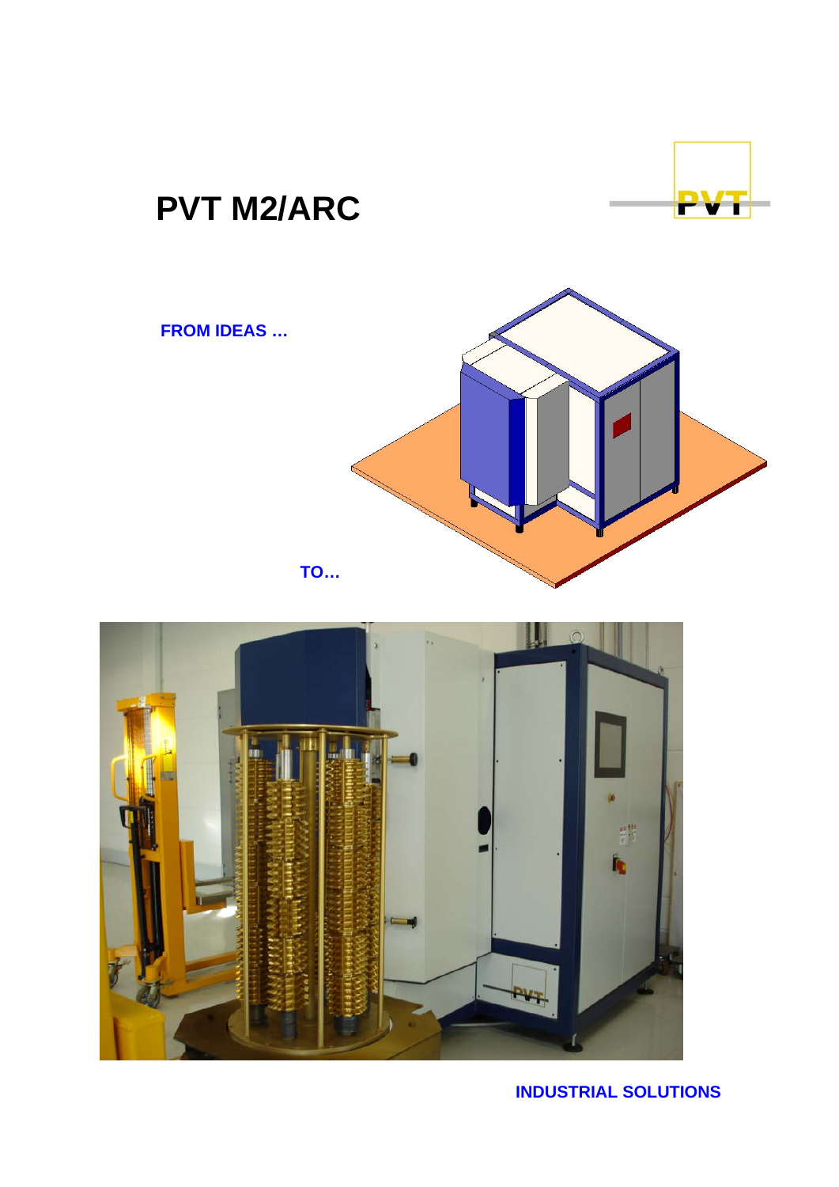# PVT M2/ARC

**FROM IDEAS …**

**TO…**

**INDUSTRIAL SOLUTIONS**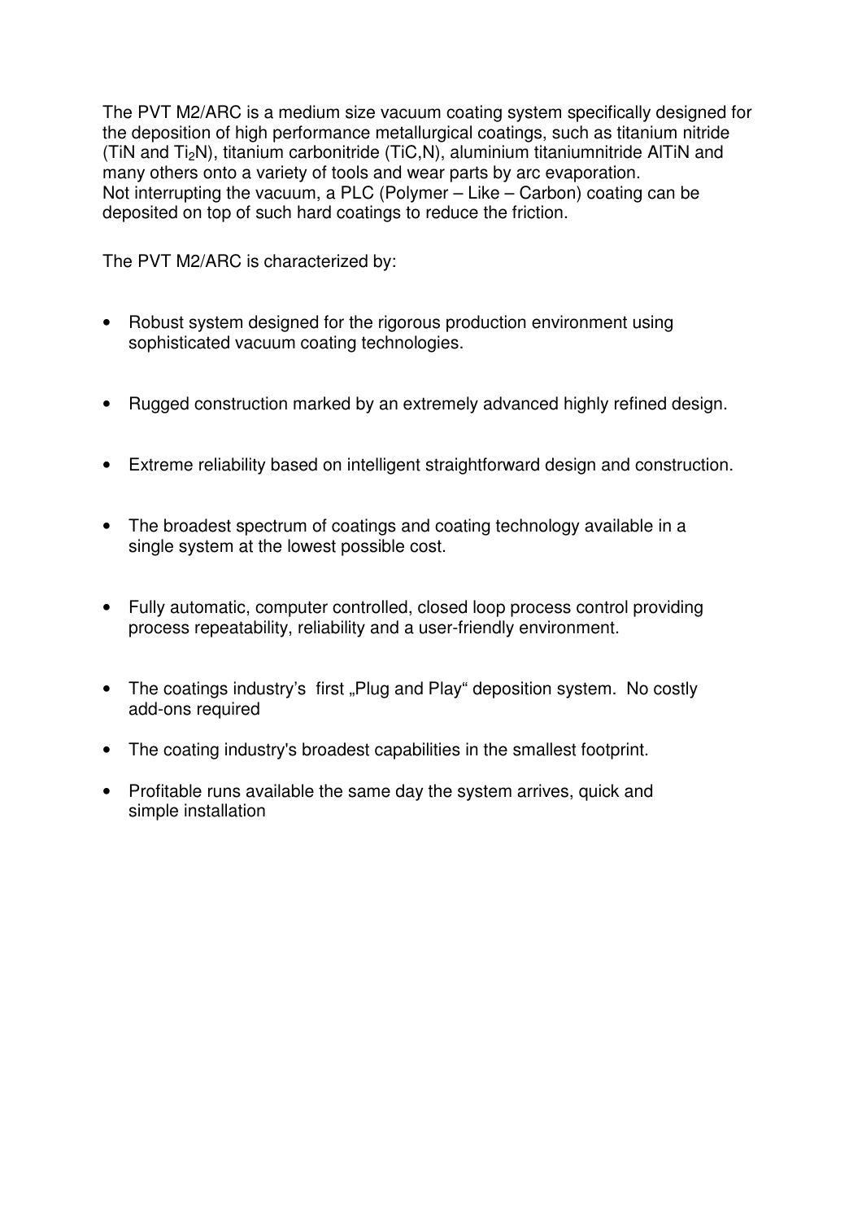The PVT M2/ARC is a medium size vacuum coating system specifically designed for the deposition of high performance metallurgical coatings, such as titanium nitride (TiN and $Ti_2N$), titanium carbonitride (TiC,N), aluminium titaniumnitride AlTiN and many others onto a variety of tools and wear parts by arc evaporation.
Not interrupting the vacuum, a PLC (Polymer – Like – Carbon) coating can be deposited on top of such hard coatings to reduce the friction.

The PVT M2/ARC is characterized by:

- Robust system designed for the rigorous production environment using sophisticated vacuum coating technologies.
- Rugged construction marked by an extremely advanced highly refined design.
- Extreme reliability based on intelligent straightforward design and construction.
- The broadest spectrum of coatings and coating technology available in a single system at the lowest possible cost.
- Fully automatic, computer controlled, closed loop process control providing process repeatability, reliability and a user-friendly environment.
- The coatings industry's first „Plug and Play" deposition system. No costly add-ons required
- The coating industry's broadest capabilities in the smallest footprint.
- Profitable runs available the same day the system arrives, quick and simple installation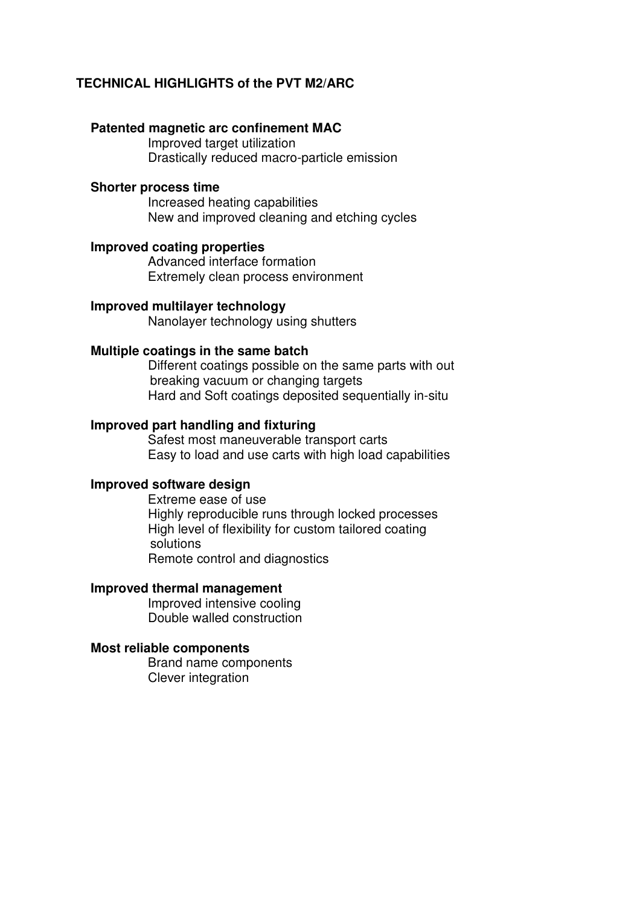## TECHNICAL HIGHLIGHTS of the PVT M2/ARC

### Patented magnetic arc confinement MAC

Improved target utilization
Drastically reduced macro-particle emission

### Shorter process time

Increased heating capabilities
New and improved cleaning and etching cycles

### Improved coating properties

Advanced interface formation
Extremely clean process environment

### Improved multilayer technology

Nanolayer technology using shutters

### Multiple coatings in the same batch

Different coatings possible on the same parts with out breaking vacuum or changing targets
Hard and Soft coatings deposited sequentially in-situ

### Improved part handling and fixturing

Safest most maneuverable transport carts
Easy to load and use carts with high load capabilities

### Improved software design

Extreme ease of use
Highly reproducible runs through locked processes
High level of flexibility for custom tailored coating solutions
Remote control and diagnostics

### Improved thermal management

Improved intensive cooling
Double walled construction

### Most reliable components

Brand name components
Clever integration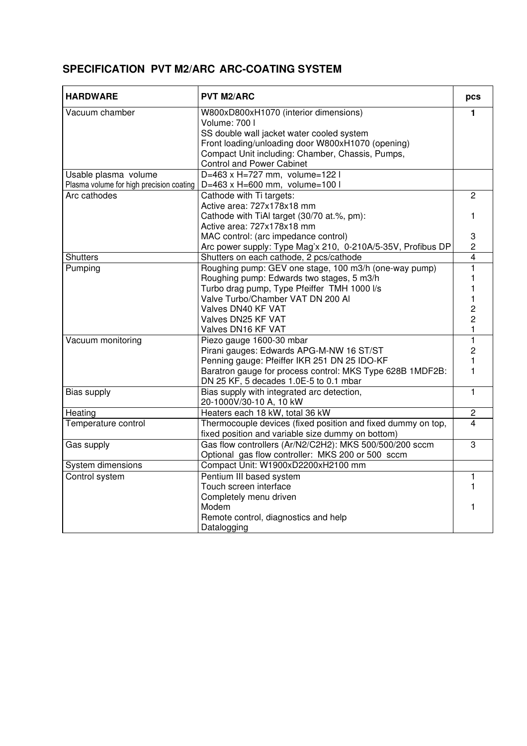## SPECIFICATION PVT M2/ARC ARC-COATING SYSTEM

| HARDWARE | PVT M2/ARC | pcs |
|---|---|---|
| Vacuum chamber | W800xD800xH1070 (interior dimensions)<br>Volume: 700 l<br>SS double wall jacket water cooled system<br>Front loading/unloading door W800xH1070 (opening)<br>Compact Unit including: Chamber, Chassis, Pumps, Control and Power Cabinet | **1** |
| Usable plasma volume<br>Plasma volume for high precision coating | D=463 x H=727 mm, volume=122 l<br>D=463 x H=600 mm, volume=100 l | |
| Arc cathodes | Cathode with Ti targets:<br>Active area: 727x178x18 mm<br>Cathode with TiAl target (30/70 at.%, pm):<br>Active area: 727x178x18 mm<br>MAC control: (arc impedance control)<br>Arc power supply: Type Mag'x 210, 0-210A/5-35V, Profibus DP | 2<br><br>1<br><br>3<br>2 |
| Shutters | Shutters on each cathode, 2 pcs/cathode | 4 |
| Pumping | Roughing pump: GEV one stage, 100 m3/h (one-way pump)<br>Roughing pump: Edwards two stages, 5 m3/h<br>Turbo drag pump, Type Pfeiffer TMH 1000 l/s<br>Valve Turbo/Chamber VAT DN 200 Al<br>Valves DN40 KF VAT<br>Valves DN25 KF VAT<br>Valves DN16 KF VAT | 1<br>1<br>1<br>1<br>2<br>2<br>1 |
| Vacuum monitoring | Piezo gauge 1600-30 mbar<br>Pirani gauges: Edwards APG-M-NW 16 ST/ST<br>Penning gauge: Pfeiffer IKR 251 DN 25 IDO-KF<br>Baratron gauge for process control: MKS Type 628B 1MDF2B: DN 25 KF, 5 decades 1.0E-5 to 0.1 mbar | 1<br>2<br>1<br>1 |
| Bias supply | Bias supply with integrated arc detection,<br>20-1000V/30-10 A, 10 kW | 1 |
| Heating | Heaters each 18 kW, total 36 kW | 2 |
| Temperature control | Thermocouple devices (fixed position and fixed dummy on top, fixed position and variable size dummy on bottom) | 4 |
| Gas supply | Gas flow controllers (Ar/N2/C2H2): MKS 500/500/200 sccm<br>Optional gas flow controller: MKS 200 or 500 sccm | 3 |
| System dimensions | Compact Unit: W1900xD2200xH2100 mm | |
| Control system | Pentium III based system<br>Touch screen interface<br>Completely menu driven<br>Modem<br>Remote control, diagnostics and help<br>Datalogging | 1<br>1<br><br>1 |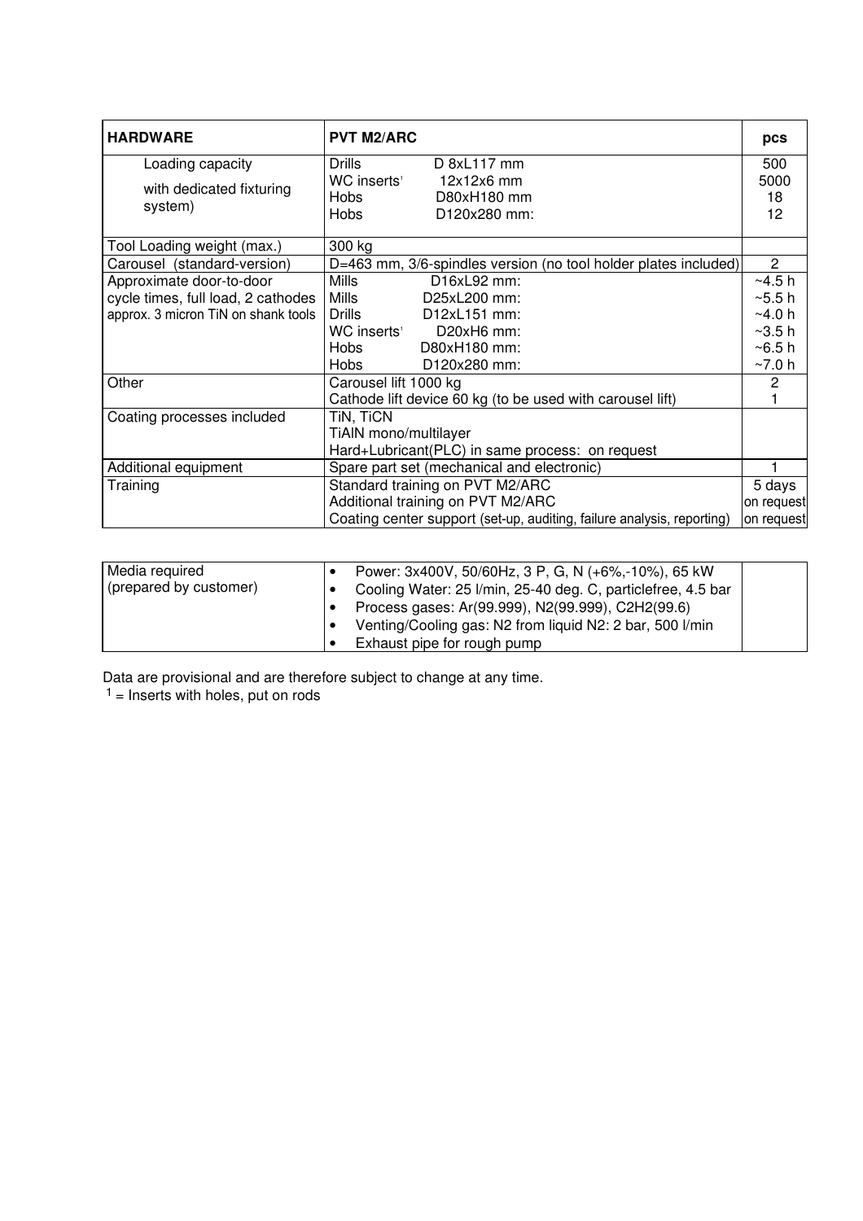| HARDWARE | PVT M2/ARC | pcs |
|---|---|---|
| Loading capacity<br>with dedicated fixturing system) | Drills D 8xL117 mm<br>WC inserts[1] 12x12x6 mm<br>Hobs D80xH180 mm<br>Hobs D120x280 mm: | 500<br>5000<br>18<br>12 |
| Tool Loading weight (max.) | 300 kg | |
| Carousel (standard-version) | D=463 mm, 3/6-spindles version (no tool holder plates included) | 2 |
| Approximate door-to-door cycle times, full load, 2 cathodes approx. 3 micron TiN on shank tools | Mills D16xL92 mm:<br>Mills D25xL200 mm:<br>Drills D12xL151 mm:<br>WC inserts[1] D20xH6 mm:<br>Hobs D80xH180 mm:<br>Hobs D120x280 mm: | ~4.5 h<br>~5.5 h<br>~4.0 h<br>~3.5 h<br>~6.5 h<br>~7.0 h |
| Other | Carousel lift 1000 kg<br>Cathode lift device 60 kg (to be used with carousel lift) | 2<br>1 |
| Coating processes included | TiN, TiCN<br>TiAlN mono/multilayer<br>Hard+Lubricant(PLC) in same process: on request | |
| Additional equipment | Spare part set (mechanical and electronic) | 1 |
| Training | Standard training on PVT M2/ARC<br>Additional training on PVT M2/ARC<br>Coating center support (set-up, auditing, failure analysis, reporting) | 5 days<br>on request<br>on request |

| | | |
|---|---|---|
| Media required (prepared by customer) | • Power: 3x400V, 50/60Hz, 3 P, G, N (+6%,-10%), 65 kW<br>• Cooling Water: 25 l/min, 25-40 deg. C, particlefree, 4.5 bar<br>• Process gases: Ar(99.999), N2(99.999), C2H2(99.6)<br>• Venting/Cooling gas: N2 from liquid N2: 2 bar, 500 l/min<br>• Exhaust pipe for rough pump | |

Data are provisional and are therefore subject to change at any time.

[1] = Inserts with holes, put on rods